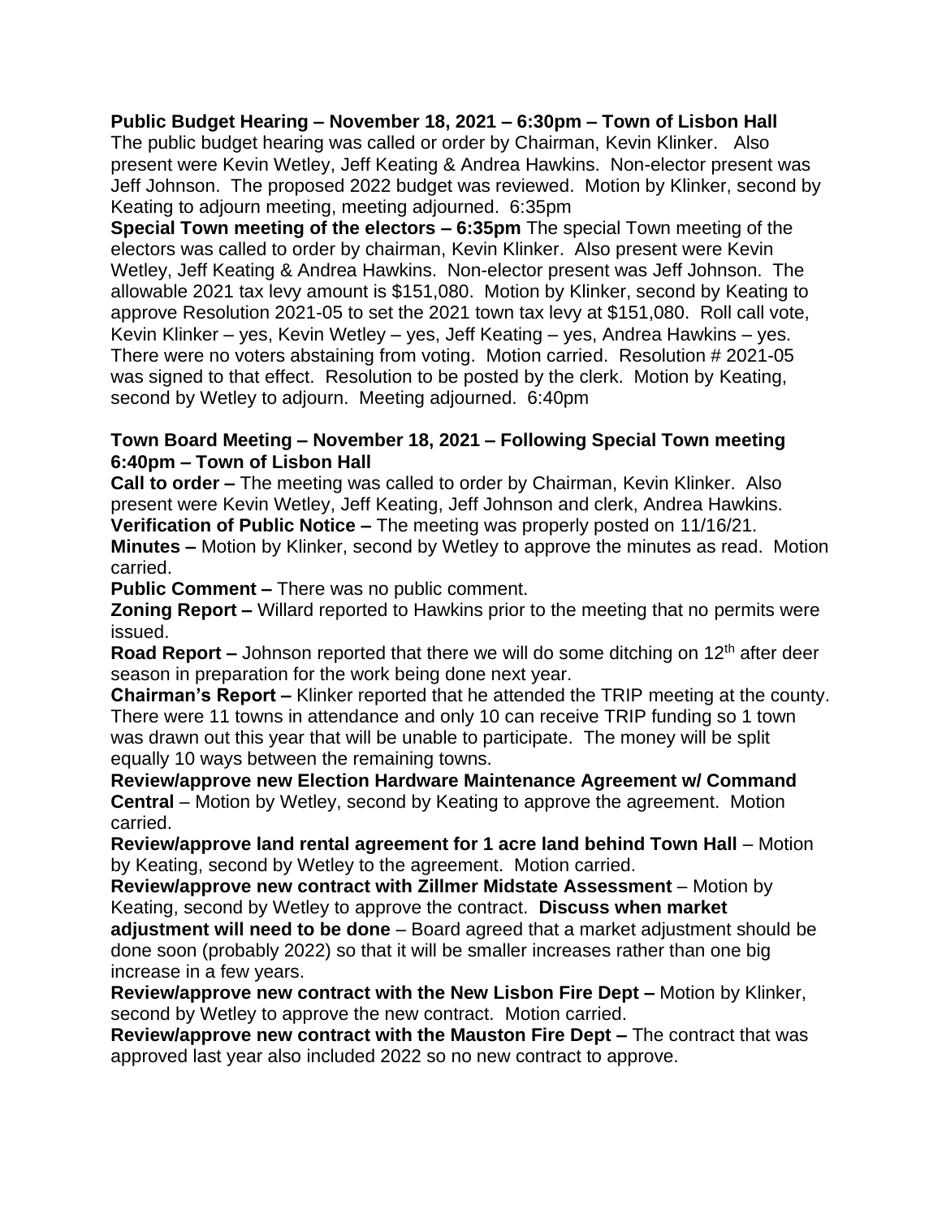**Public Budget Hearing – November 18, 2021 – 6:30pm – Town of Lisbon Hall**
The public budget hearing was called or order by Chairman, Kevin Klinker. Also present were Kevin Wetley, Jeff Keating & Andrea Hawkins. Non-elector present was Jeff Johnson. The proposed 2022 budget was reviewed. Motion by Klinker, second by Keating to adjourn meeting, meeting adjourned. 6:35pm

**Special Town meeting of the electors – 6:35pm** The special Town meeting of the electors was called to order by chairman, Kevin Klinker. Also present were Kevin Wetley, Jeff Keating & Andrea Hawkins. Non-elector present was Jeff Johnson. The allowable 2021 tax levy amount is $151,080. Motion by Klinker, second by Keating to approve Resolution 2021-05 to set the 2021 town tax levy at $151,080. Roll call vote, Kevin Klinker – yes, Kevin Wetley – yes, Jeff Keating – yes, Andrea Hawkins – yes. There were no voters abstaining from voting. Motion carried. Resolution # 2021-05 was signed to that effect. Resolution to be posted by the clerk. Motion by Keating, second by Wetley to adjourn. Meeting adjourned. 6:40pm

**Town Board Meeting – November 18, 2021 – Following Special Town meeting 6:40pm – Town of Lisbon Hall**

**Call to order –** The meeting was called to order by Chairman, Kevin Klinker. Also present were Kevin Wetley, Jeff Keating, Jeff Johnson and clerk, Andrea Hawkins.

**Verification of Public Notice –** The meeting was properly posted on 11/16/21.

**Minutes –** Motion by Klinker, second by Wetley to approve the minutes as read. Motion carried.

**Public Comment –** There was no public comment.

**Zoning Report –** Willard reported to Hawkins prior to the meeting that no permits were issued.

**Road Report –** Johnson reported that there we will do some ditching on 12th after deer season in preparation for the work being done next year.

**Chairman's Report –** Klinker reported that he attended the TRIP meeting at the county. There were 11 towns in attendance and only 10 can receive TRIP funding so 1 town was drawn out this year that will be unable to participate. The money will be split equally 10 ways between the remaining towns.

**Review/approve new Election Hardware Maintenance Agreement w/ Command Central** – Motion by Wetley, second by Keating to approve the agreement. Motion carried.

**Review/approve land rental agreement for 1 acre land behind Town Hall** – Motion by Keating, second by Wetley to the agreement. Motion carried.

**Review/approve new contract with Zillmer Midstate Assessment** – Motion by Keating, second by Wetley to approve the contract. **Discuss when market adjustment will need to be done** – Board agreed that a market adjustment should be done soon (probably 2022) so that it will be smaller increases rather than one big increase in a few years.

**Review/approve new contract with the New Lisbon Fire Dept –** Motion by Klinker, second by Wetley to approve the new contract. Motion carried.

**Review/approve new contract with the Mauston Fire Dept –** The contract that was approved last year also included 2022 so no new contract to approve.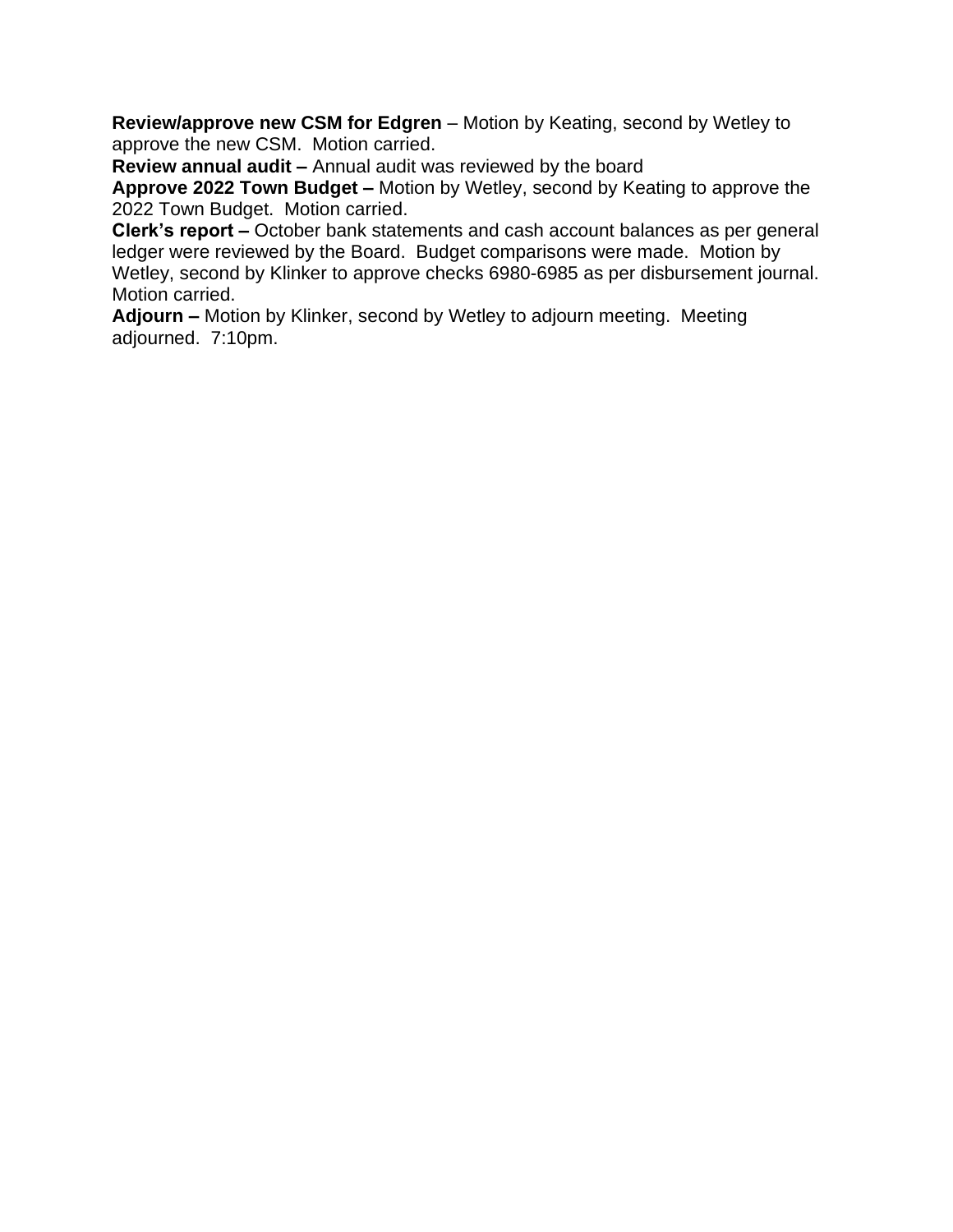**Review/approve new CSM for Edgren** – Motion by Keating, second by Wetley to approve the new CSM. Motion carried.

**Review annual audit –** Annual audit was reviewed by the board

**Approve 2022 Town Budget –** Motion by Wetley, second by Keating to approve the 2022 Town Budget. Motion carried.

**Clerk's report –** October bank statements and cash account balances as per general ledger were reviewed by the Board. Budget comparisons were made. Motion by Wetley, second by Klinker to approve checks 6980-6985 as per disbursement journal. Motion carried.

**Adjourn –** Motion by Klinker, second by Wetley to adjourn meeting. Meeting adjourned. 7:10pm.